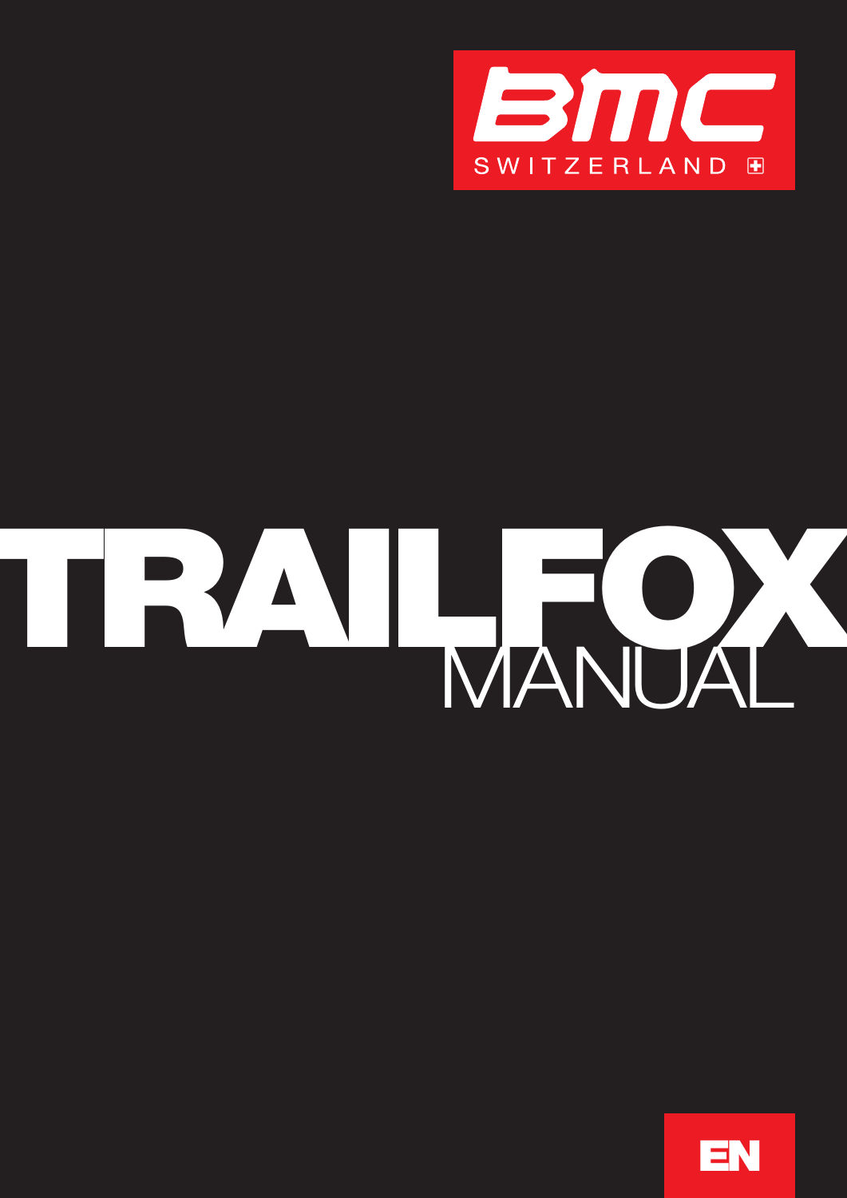BMC SWITZERLAND

# TRAILFOX MANUAL

EN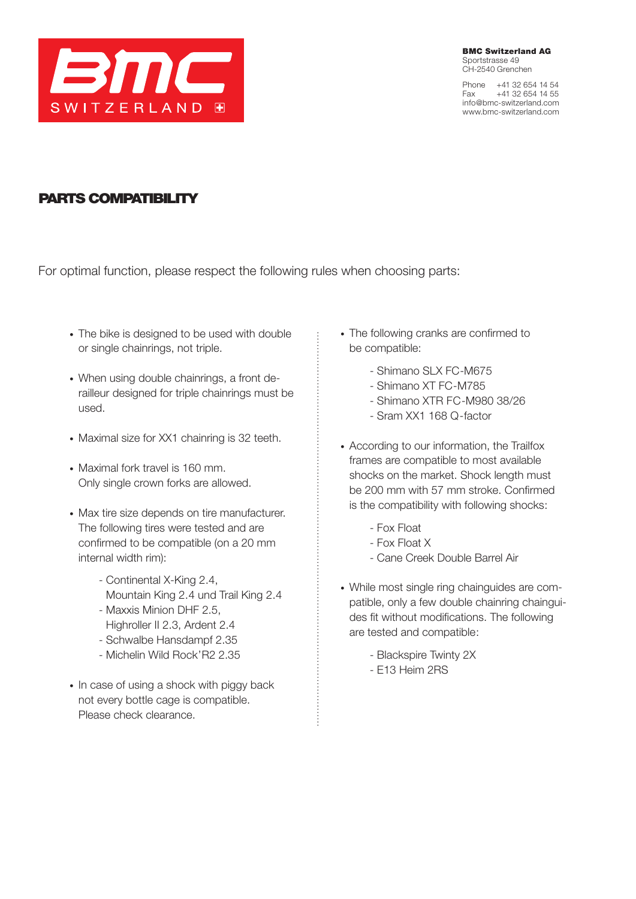BMC Switzerland AG
Sportstrasse 49
CH-2540 Grenchen

Phone +41 32 654 14 54
Fax +41 32 654 14 55
info@bmc-switzerland.com
www.bmc-switzerland.com

# PARTS COMPATIBILITY

For optimal function, please respect the following rules when choosing parts:

- The bike is designed to be used with double or single chainrings, not triple.
- When using double chainrings, a front derailleur designed for triple chainrings must be used.
- Maximal size for XX1 chainring is 32 teeth.
- Maximal fork travel is 160 mm. Only single crown forks are allowed.
- Max tire size depends on tire manufacturer. The following tires were tested and are confirmed to be compatible (on a 20 mm internal width rim):
  - Continental X-King 2.4, Mountain King 2.4 und Trail King 2.4
  - Maxxis Minion DHF 2.5, Highroller II 2.3, Ardent 2.4
  - Schwalbe Hansdampf 2.35
  - Michelin Wild Rock'R2 2.35
- In case of using a shock with piggy back not every bottle cage is compatible. Please check clearance.
- The following cranks are confirmed to be compatible:
  - Shimano SLX FC-M675
  - Shimano XT FC-M785
  - Shimano XTR FC-M980 38/26
  - Sram XX1 168 Q-factor
- According to our information, the Trailfox frames are compatible to most available shocks on the market. Shock length must be 200 mm with 57 mm stroke. Confirmed is the compatibility with following shocks:
  - Fox Float
  - Fox Float X
  - Cane Creek Double Barrel Air
- While most single ring chainguides are compatible, only a few double chainring chainguides fit without modifications. The following are tested and compatible:
  - Blackspire Twinty 2X
  - E13 Heim 2RS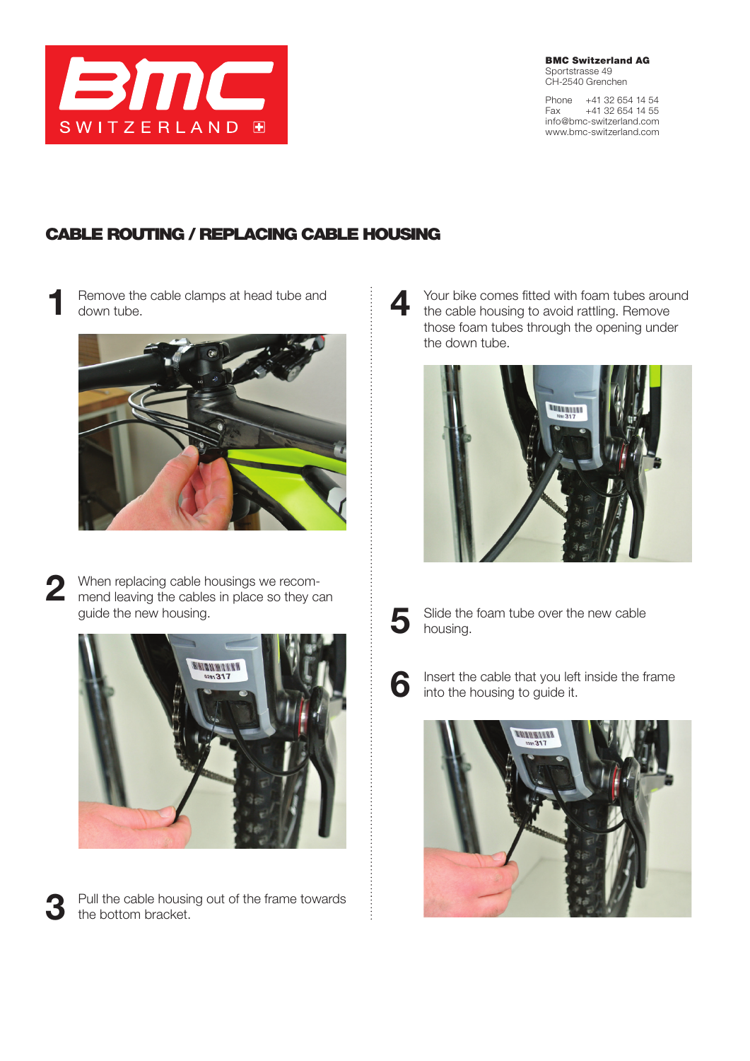BMC SWITZERLAND

**BMC Switzerland AG**
Sportstrasse 49
CH-2540 Grenchen

Phone +41 32 654 14 54
Fax +41 32 654 14 55
info@bmc-switzerland.com
www.bmc-switzerland.com

## CABLE ROUTING / REPLACING CABLE HOUSING

1. Remove the cable clamps at head tube and down tube.

2. When replacing cable housings we recommend leaving the cables in place so they can guide the new housing.

3. Pull the cable housing out of the frame towards the bottom bracket.

4. Your bike comes fitted with foam tubes around the cable housing to avoid rattling. Remove those foam tubes through the opening under the down tube.

5. Slide the foam tube over the new cable housing.

6. Insert the cable that you left inside the frame into the housing to guide it.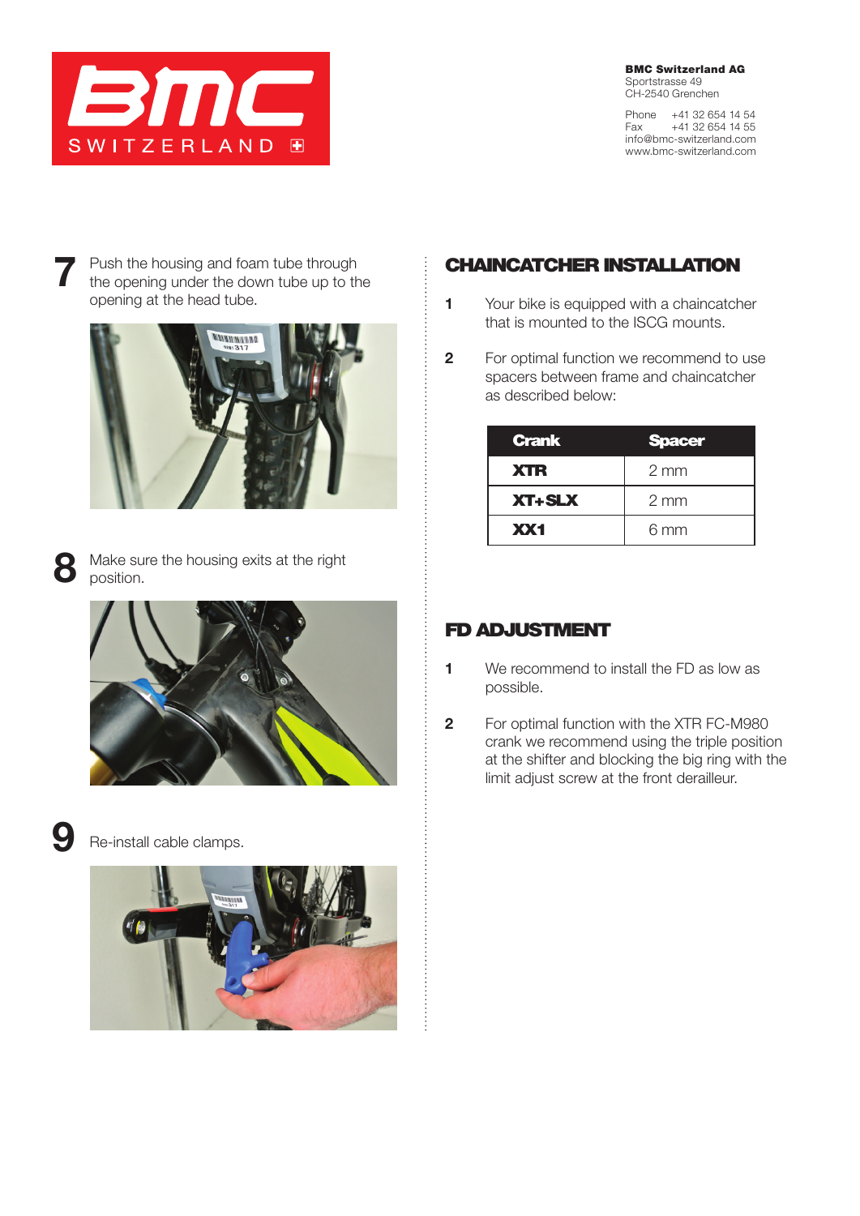**BMC Switzerland AG**
Sportstrasse 49
CH-2540 Grenchen

Phone +41 32 654 14 54
Fax +41 32 654 14 55
info@bmc-switzerland.com
www.bmc-switzerland.com

**7** Push the housing and foam tube through the opening under the down tube up to the opening at the head tube.

**8** Make sure the housing exits at the right position.

**9** Re-install cable clamps.

## CHAINCATCHER INSTALLATION

1. Your bike is equipped with a chaincatcher that is mounted to the ISCG mounts.
2. For optimal function we recommend to use spacers between frame and chaincatcher as described below:

| Crank | Spacer |
|---|---|
| XTR | 2 mm |
| XT+SLX | 2 mm |
| XX1 | 6 mm |

## FD ADJUSTMENT

1. We recommend to install the FD as low as possible.
2. For optimal function with the XTR FC-M980 crank we recommend using the triple position at the shifter and blocking the big ring with the limit adjust screw at the front derailleur.